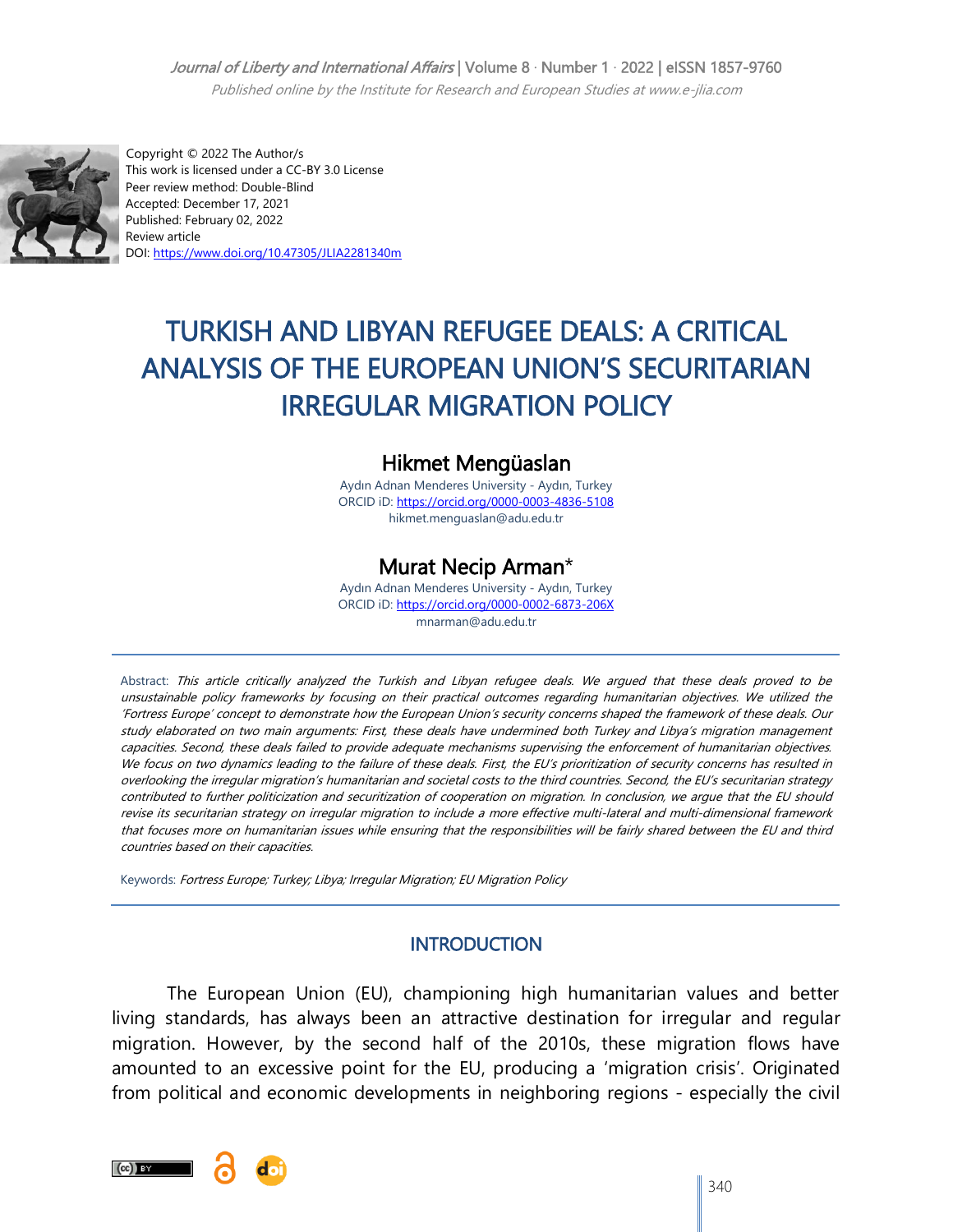Copyright © 2022 The Author/s
This work is licensed under a CC-BY 3.0 License
Peer review method: Double-Blind
Accepted: December 17, 2021
Published: February 02, 2022
Review article
DOI: https://www.doi.org/10.47305/JLIA2281340m

# TURKISH AND LIBYAN REFUGEE DEALS: A CRITICAL ANALYSIS OF THE EUROPEAN UNION'S SECURITARIAN IRREGULAR MIGRATION POLICY

## Hikmet Mengüaslan

Aydın Adnan Menderes University - Aydın, Turkey
ORCID iD: https://orcid.org/0000-0003-4836-5108
hikmet.menguaslan@adu.edu.tr

## Murat Necip Arman*

Aydın Adnan Menderes University - Aydın, Turkey
ORCID iD: https://orcid.org/0000-0002-6873-206X
mnarman@adu.edu.tr

Abstract: *This article critically analyzed the Turkish and Libyan refugee deals. We argued that these deals proved to be unsustainable policy frameworks by focusing on their practical outcomes regarding humanitarian objectives. We utilized the 'Fortress Europe' concept to demonstrate how the European Union's security concerns shaped the framework of these deals. Our study elaborated on two main arguments: First, these deals have undermined both Turkey and Libya's migration management capacities. Second, these deals failed to provide adequate mechanisms supervising the enforcement of humanitarian objectives. We focus on two dynamics leading to the failure of these deals. First, the EU's prioritization of security concerns has resulted in overlooking the irregular migration's humanitarian and societal costs to the third countries. Second, the EU's securitarian strategy contributed to further politicization and securitization of cooperation on migration. In conclusion, we argue that the EU should revise its securitarian strategy on irregular migration to include a more effective multi-lateral and multi-dimensional framework that focuses more on humanitarian issues while ensuring that the responsibilities will be fairly shared between the EU and third countries based on their capacities.*

Keywords: *Fortress Europe; Turkey; Libya; Irregular Migration; EU Migration Policy*

## INTRODUCTION

The European Union (EU), championing high humanitarian values and better living standards, has always been an attractive destination for irregular and regular migration. However, by the second half of the 2010s, these migration flows have amounted to an excessive point for the EU, producing a 'migration crisis'. Originated from political and economic developments in neighboring regions - especially the civil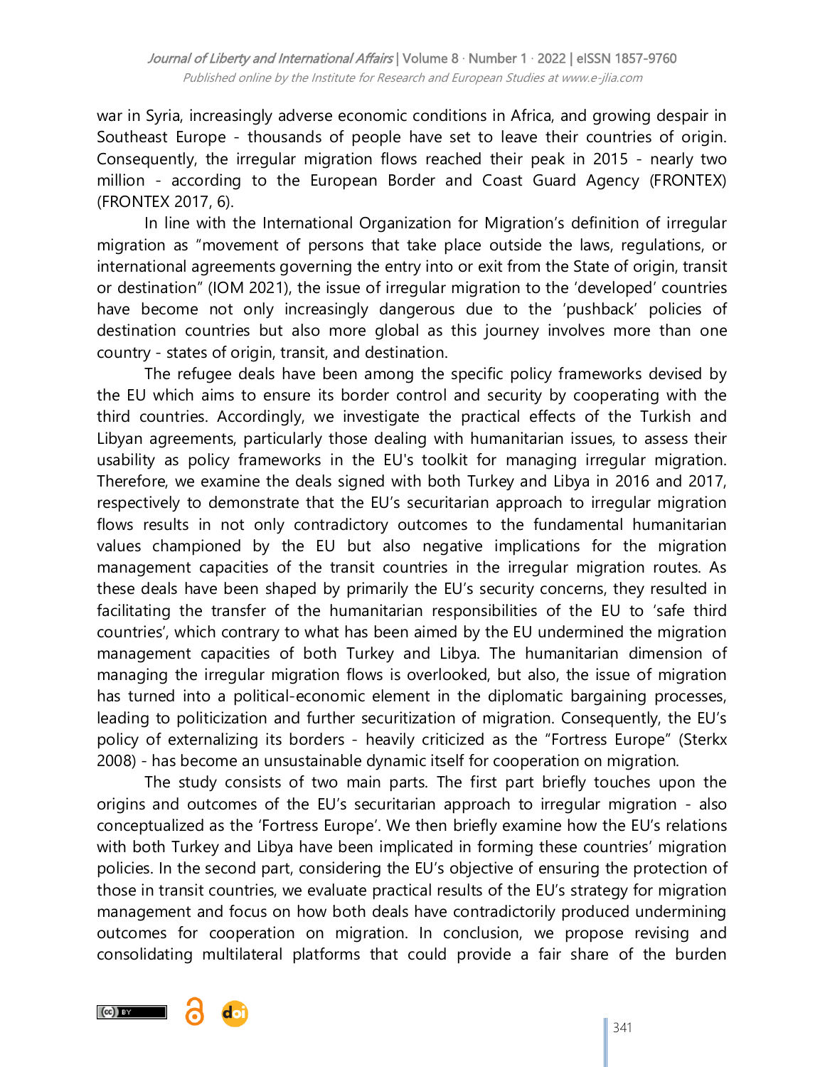war in Syria, increasingly adverse economic conditions in Africa, and growing despair in Southeast Europe - thousands of people have set to leave their countries of origin. Consequently, the irregular migration flows reached their peak in 2015 - nearly two million - according to the European Border and Coast Guard Agency (FRONTEX) (FRONTEX 2017, 6).

In line with the International Organization for Migration's definition of irregular migration as "movement of persons that take place outside the laws, regulations, or international agreements governing the entry into or exit from the State of origin, transit or destination" (IOM 2021), the issue of irregular migration to the 'developed' countries have become not only increasingly dangerous due to the 'pushback' policies of destination countries but also more global as this journey involves more than one country - states of origin, transit, and destination.

The refugee deals have been among the specific policy frameworks devised by the EU which aims to ensure its border control and security by cooperating with the third countries. Accordingly, we investigate the practical effects of the Turkish and Libyan agreements, particularly those dealing with humanitarian issues, to assess their usability as policy frameworks in the EU's toolkit for managing irregular migration. Therefore, we examine the deals signed with both Turkey and Libya in 2016 and 2017, respectively to demonstrate that the EU's securitarian approach to irregular migration flows results in not only contradictory outcomes to the fundamental humanitarian values championed by the EU but also negative implications for the migration management capacities of the transit countries in the irregular migration routes. As these deals have been shaped by primarily the EU's security concerns, they resulted in facilitating the transfer of the humanitarian responsibilities of the EU to 'safe third countries', which contrary to what has been aimed by the EU undermined the migration management capacities of both Turkey and Libya. The humanitarian dimension of managing the irregular migration flows is overlooked, but also, the issue of migration has turned into a political-economic element in the diplomatic bargaining processes, leading to politicization and further securitization of migration. Consequently, the EU's policy of externalizing its borders - heavily criticized as the "Fortress Europe" (Sterkx 2008) - has become an unsustainable dynamic itself for cooperation on migration.

The study consists of two main parts. The first part briefly touches upon the origins and outcomes of the EU's securitarian approach to irregular migration - also conceptualized as the 'Fortress Europe'. We then briefly examine how the EU's relations with both Turkey and Libya have been implicated in forming these countries' migration policies. In the second part, considering the EU's objective of ensuring the protection of those in transit countries, we evaluate practical results of the EU's strategy for migration management and focus on how both deals have contradictorily produced undermining outcomes for cooperation on migration. In conclusion, we propose revising and consolidating multilateral platforms that could provide a fair share of the burden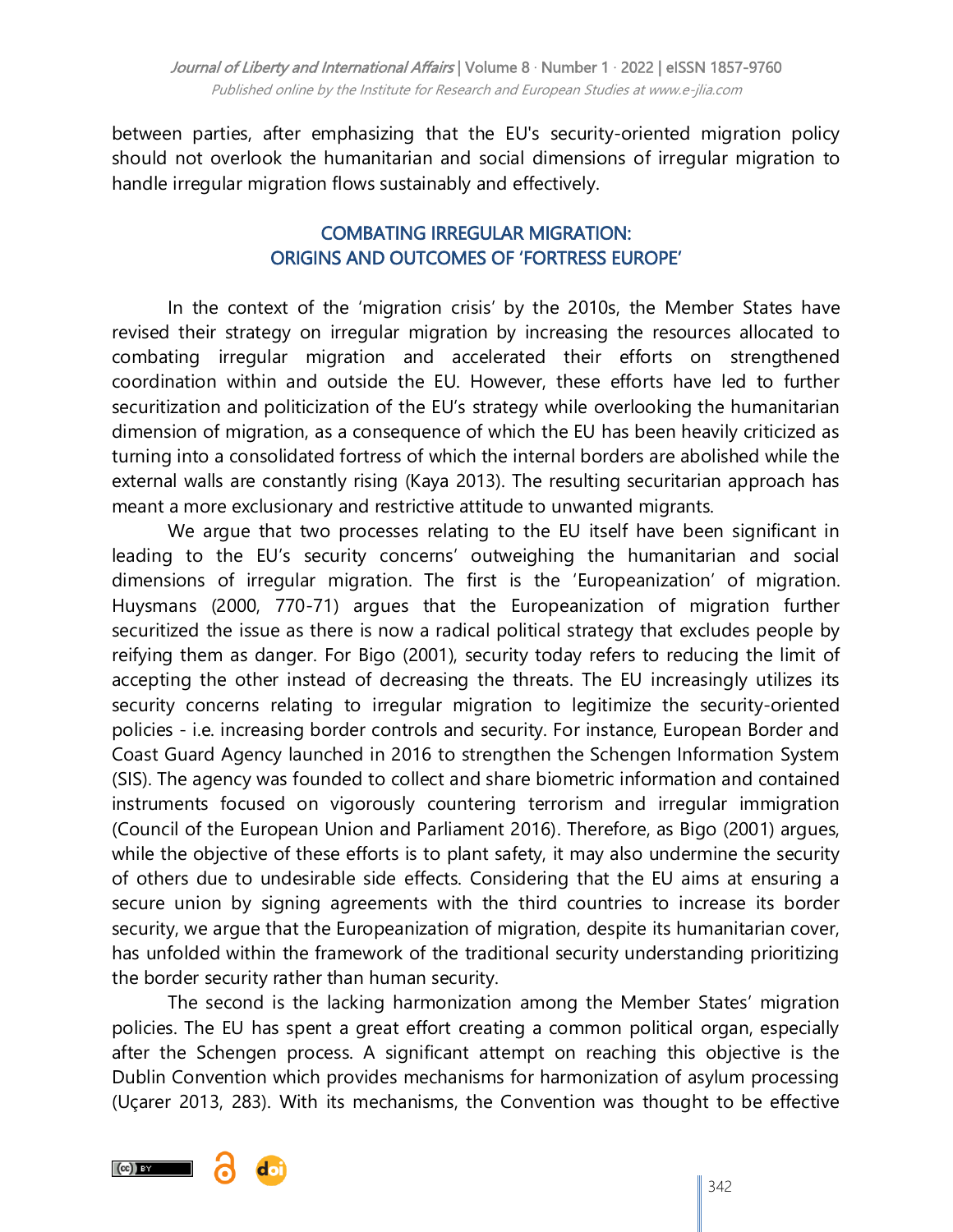between parties, after emphasizing that the EU's security-oriented migration policy should not overlook the humanitarian and social dimensions of irregular migration to handle irregular migration flows sustainably and effectively.

## COMBATING IRREGULAR MIGRATION: ORIGINS AND OUTCOMES OF 'FORTRESS EUROPE'

In the context of the 'migration crisis' by the 2010s, the Member States have revised their strategy on irregular migration by increasing the resources allocated to combating irregular migration and accelerated their efforts on strengthened coordination within and outside the EU. However, these efforts have led to further securitization and politicization of the EU's strategy while overlooking the humanitarian dimension of migration, as a consequence of which the EU has been heavily criticized as turning into a consolidated fortress of which the internal borders are abolished while the external walls are constantly rising (Kaya 2013). The resulting securitarian approach has meant a more exclusionary and restrictive attitude to unwanted migrants.

We argue that two processes relating to the EU itself have been significant in leading to the EU's security concerns' outweighing the humanitarian and social dimensions of irregular migration. The first is the 'Europeanization' of migration. Huysmans (2000, 770-71) argues that the Europeanization of migration further securitized the issue as there is now a radical political strategy that excludes people by reifying them as danger. For Bigo (2001), security today refers to reducing the limit of accepting the other instead of decreasing the threats. The EU increasingly utilizes its security concerns relating to irregular migration to legitimize the security-oriented policies - i.e. increasing border controls and security. For instance, European Border and Coast Guard Agency launched in 2016 to strengthen the Schengen Information System (SIS). The agency was founded to collect and share biometric information and contained instruments focused on vigorously countering terrorism and irregular immigration (Council of the European Union and Parliament 2016). Therefore, as Bigo (2001) argues, while the objective of these efforts is to plant safety, it may also undermine the security of others due to undesirable side effects. Considering that the EU aims at ensuring a secure union by signing agreements with the third countries to increase its border security, we argue that the Europeanization of migration, despite its humanitarian cover, has unfolded within the framework of the traditional security understanding prioritizing the border security rather than human security.

The second is the lacking harmonization among the Member States' migration policies. The EU has spent a great effort creating a common political organ, especially after the Schengen process. A significant attempt on reaching this objective is the Dublin Convention which provides mechanisms for harmonization of asylum processing (Uçarer 2013, 283). With its mechanisms, the Convention was thought to be effective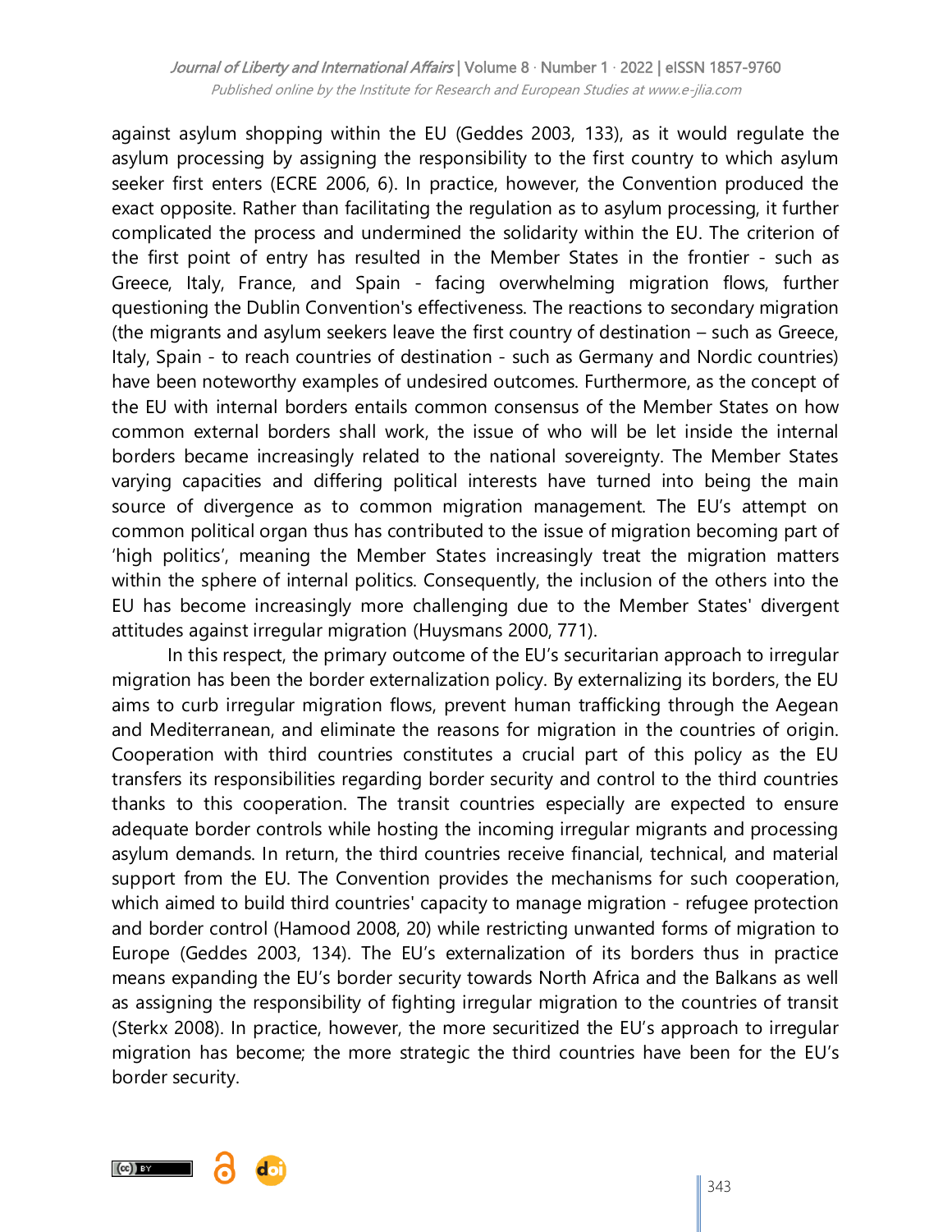against asylum shopping within the EU (Geddes 2003, 133), as it would regulate the asylum processing by assigning the responsibility to the first country to which asylum seeker first enters (ECRE 2006, 6). In practice, however, the Convention produced the exact opposite. Rather than facilitating the regulation as to asylum processing, it further complicated the process and undermined the solidarity within the EU. The criterion of the first point of entry has resulted in the Member States in the frontier - such as Greece, Italy, France, and Spain - facing overwhelming migration flows, further questioning the Dublin Convention's effectiveness. The reactions to secondary migration (the migrants and asylum seekers leave the first country of destination – such as Greece, Italy, Spain - to reach countries of destination - such as Germany and Nordic countries) have been noteworthy examples of undesired outcomes. Furthermore, as the concept of the EU with internal borders entails common consensus of the Member States on how common external borders shall work, the issue of who will be let inside the internal borders became increasingly related to the national sovereignty. The Member States varying capacities and differing political interests have turned into being the main source of divergence as to common migration management. The EU's attempt on common political organ thus has contributed to the issue of migration becoming part of 'high politics', meaning the Member States increasingly treat the migration matters within the sphere of internal politics. Consequently, the inclusion of the others into the EU has become increasingly more challenging due to the Member States' divergent attitudes against irregular migration (Huysmans 2000, 771).

In this respect, the primary outcome of the EU's securitarian approach to irregular migration has been the border externalization policy. By externalizing its borders, the EU aims to curb irregular migration flows, prevent human trafficking through the Aegean and Mediterranean, and eliminate the reasons for migration in the countries of origin. Cooperation with third countries constitutes a crucial part of this policy as the EU transfers its responsibilities regarding border security and control to the third countries thanks to this cooperation. The transit countries especially are expected to ensure adequate border controls while hosting the incoming irregular migrants and processing asylum demands. In return, the third countries receive financial, technical, and material support from the EU. The Convention provides the mechanisms for such cooperation, which aimed to build third countries' capacity to manage migration - refugee protection and border control (Hamood 2008, 20) while restricting unwanted forms of migration to Europe (Geddes 2003, 134). The EU's externalization of its borders thus in practice means expanding the EU's border security towards North Africa and the Balkans as well as assigning the responsibility of fighting irregular migration to the countries of transit (Sterkx 2008). In practice, however, the more securitized the EU's approach to irregular migration has become; the more strategic the third countries have been for the EU's border security.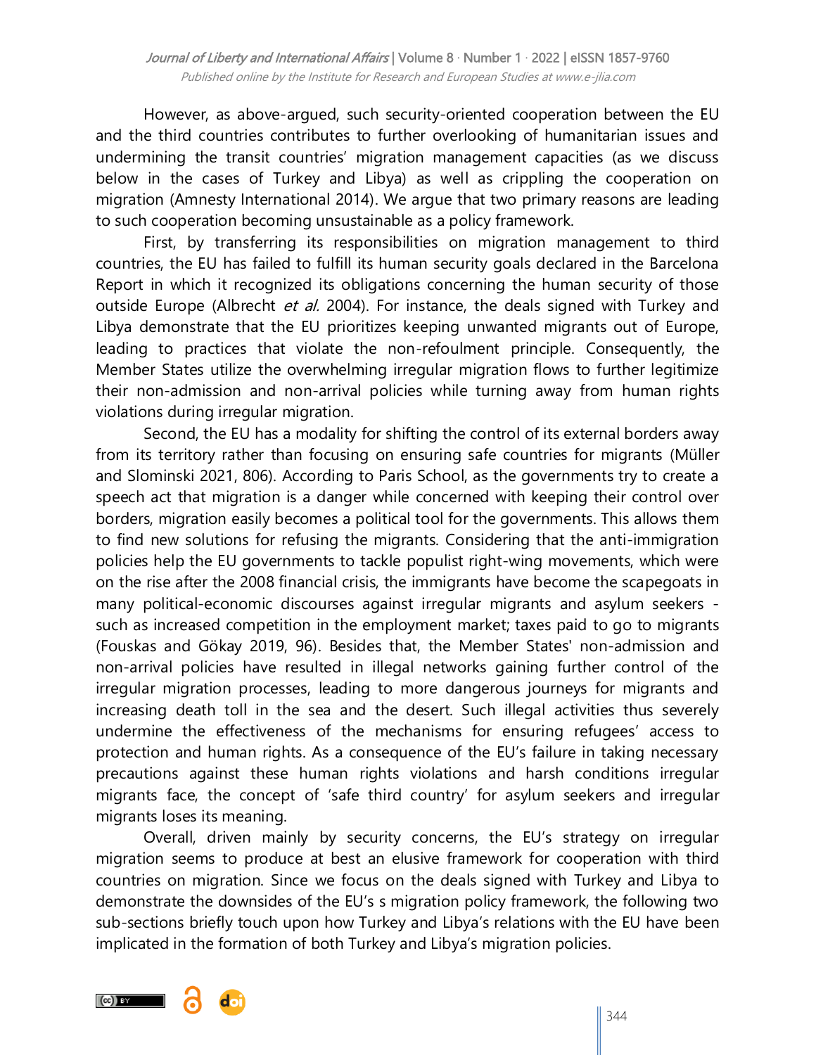However, as above-argued, such security-oriented cooperation between the EU and the third countries contributes to further overlooking of humanitarian issues and undermining the transit countries' migration management capacities (as we discuss below in the cases of Turkey and Libya) as well as crippling the cooperation on migration (Amnesty International 2014). We argue that two primary reasons are leading to such cooperation becoming unsustainable as a policy framework.

First, by transferring its responsibilities on migration management to third countries, the EU has failed to fulfill its human security goals declared in the Barcelona Report in which it recognized its obligations concerning the human security of those outside Europe (Albrecht *et al.* 2004). For instance, the deals signed with Turkey and Libya demonstrate that the EU prioritizes keeping unwanted migrants out of Europe, leading to practices that violate the non-refoulment principle. Consequently, the Member States utilize the overwhelming irregular migration flows to further legitimize their non-admission and non-arrival policies while turning away from human rights violations during irregular migration.

Second, the EU has a modality for shifting the control of its external borders away from its territory rather than focusing on ensuring safe countries for migrants (Müller and Slominski 2021, 806). According to Paris School, as the governments try to create a speech act that migration is a danger while concerned with keeping their control over borders, migration easily becomes a political tool for the governments. This allows them to find new solutions for refusing the migrants. Considering that the anti-immigration policies help the EU governments to tackle populist right-wing movements, which were on the rise after the 2008 financial crisis, the immigrants have become the scapegoats in many political-economic discourses against irregular migrants and asylum seekers - such as increased competition in the employment market; taxes paid to go to migrants (Fouskas and Gökay 2019, 96). Besides that, the Member States' non-admission and non-arrival policies have resulted in illegal networks gaining further control of the irregular migration processes, leading to more dangerous journeys for migrants and increasing death toll in the sea and the desert. Such illegal activities thus severely undermine the effectiveness of the mechanisms for ensuring refugees' access to protection and human rights. As a consequence of the EU's failure in taking necessary precautions against these human rights violations and harsh conditions irregular migrants face, the concept of 'safe third country' for asylum seekers and irregular migrants loses its meaning.

Overall, driven mainly by security concerns, the EU's strategy on irregular migration seems to produce at best an elusive framework for cooperation with third countries on migration. Since we focus on the deals signed with Turkey and Libya to demonstrate the downsides of the EU's s migration policy framework, the following two sub-sections briefly touch upon how Turkey and Libya's relations with the EU have been implicated in the formation of both Turkey and Libya's migration policies.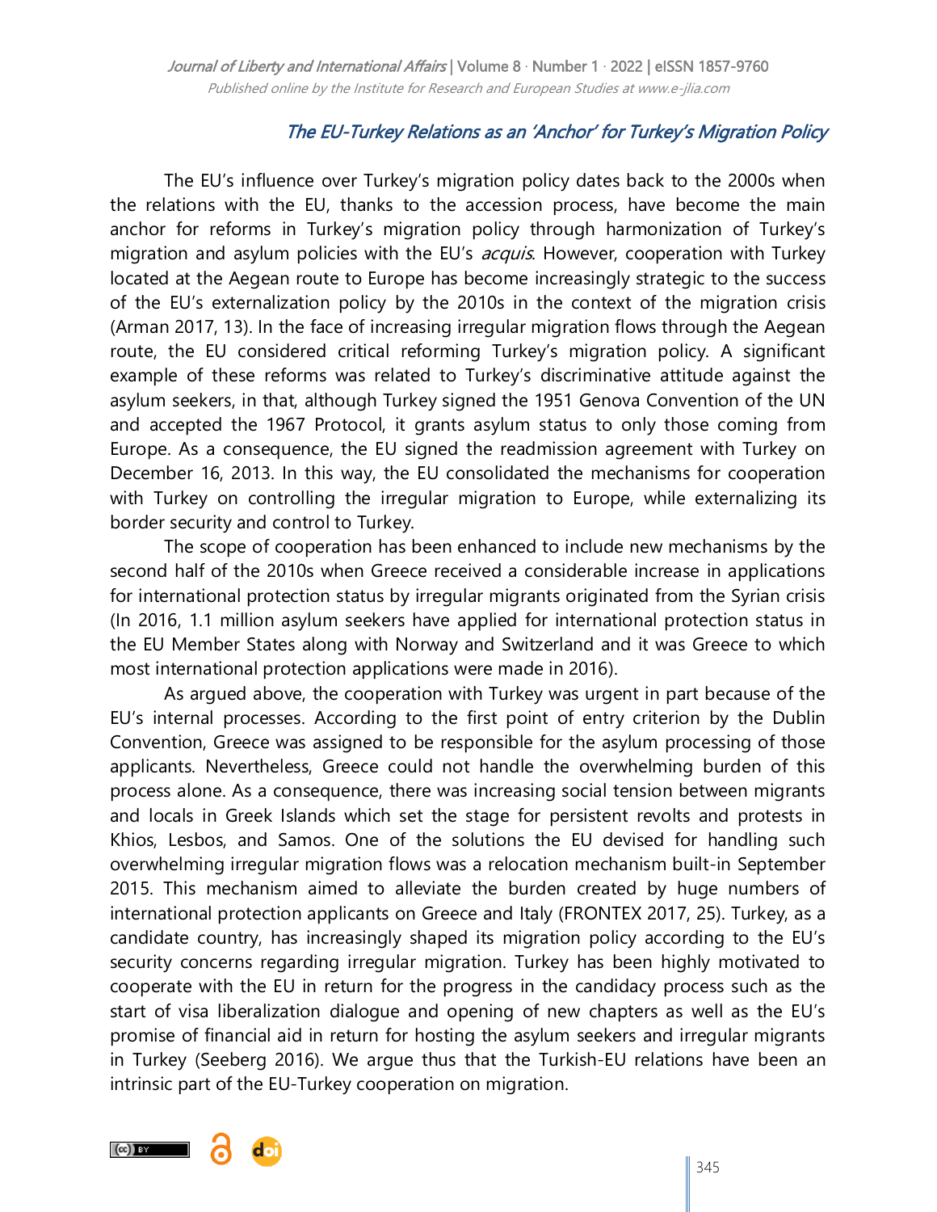## *The EU-Turkey Relations as an 'Anchor' for Turkey's Migration Policy*

The EU's influence over Turkey's migration policy dates back to the 2000s when the relations with the EU, thanks to the accession process, have become the main anchor for reforms in Turkey's migration policy through harmonization of Turkey's migration and asylum policies with the EU's *acquis*. However, cooperation with Turkey located at the Aegean route to Europe has become increasingly strategic to the success of the EU's externalization policy by the 2010s in the context of the migration crisis (Arman 2017, 13). In the face of increasing irregular migration flows through the Aegean route, the EU considered critical reforming Turkey's migration policy. A significant example of these reforms was related to Turkey's discriminative attitude against the asylum seekers, in that, although Turkey signed the 1951 Genova Convention of the UN and accepted the 1967 Protocol, it grants asylum status to only those coming from Europe. As a consequence, the EU signed the readmission agreement with Turkey on December 16, 2013. In this way, the EU consolidated the mechanisms for cooperation with Turkey on controlling the irregular migration to Europe, while externalizing its border security and control to Turkey.

The scope of cooperation has been enhanced to include new mechanisms by the second half of the 2010s when Greece received a considerable increase in applications for international protection status by irregular migrants originated from the Syrian crisis (In 2016, 1.1 million asylum seekers have applied for international protection status in the EU Member States along with Norway and Switzerland and it was Greece to which most international protection applications were made in 2016).

As argued above, the cooperation with Turkey was urgent in part because of the EU's internal processes. According to the first point of entry criterion by the Dublin Convention, Greece was assigned to be responsible for the asylum processing of those applicants. Nevertheless, Greece could not handle the overwhelming burden of this process alone. As a consequence, there was increasing social tension between migrants and locals in Greek Islands which set the stage for persistent revolts and protests in Khios, Lesbos, and Samos. One of the solutions the EU devised for handling such overwhelming irregular migration flows was a relocation mechanism built-in September 2015. This mechanism aimed to alleviate the burden created by huge numbers of international protection applicants on Greece and Italy (FRONTEX 2017, 25). Turkey, as a candidate country, has increasingly shaped its migration policy according to the EU's security concerns regarding irregular migration. Turkey has been highly motivated to cooperate with the EU in return for the progress in the candidacy process such as the start of visa liberalization dialogue and opening of new chapters as well as the EU's promise of financial aid in return for hosting the asylum seekers and irregular migrants in Turkey (Seeberg 2016). We argue thus that the Turkish-EU relations have been an intrinsic part of the EU-Turkey cooperation on migration.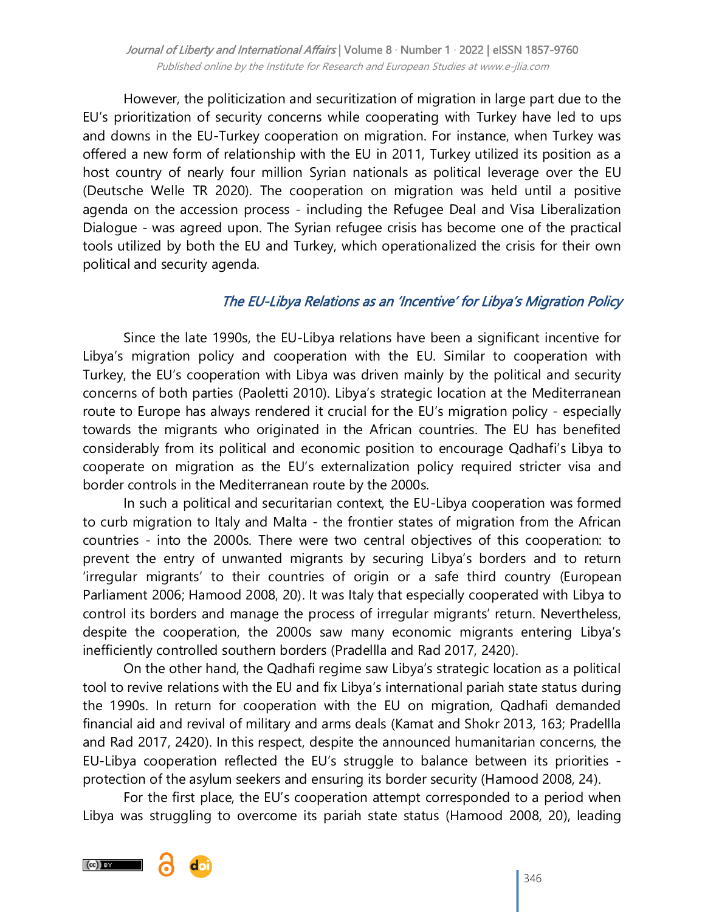However, the politicization and securitization of migration in large part due to the EU's prioritization of security concerns while cooperating with Turkey have led to ups and downs in the EU-Turkey cooperation on migration. For instance, when Turkey was offered a new form of relationship with the EU in 2011, Turkey utilized its position as a host country of nearly four million Syrian nationals as political leverage over the EU (Deutsche Welle TR 2020). The cooperation on migration was held until a positive agenda on the accession process - including the Refugee Deal and Visa Liberalization Dialogue - was agreed upon. The Syrian refugee crisis has become one of the practical tools utilized by both the EU and Turkey, which operationalized the crisis for their own political and security agenda.

### *The EU-Libya Relations as an 'Incentive' for Libya's Migration Policy*

Since the late 1990s, the EU-Libya relations have been a significant incentive for Libya's migration policy and cooperation with the EU. Similar to cooperation with Turkey, the EU's cooperation with Libya was driven mainly by the political and security concerns of both parties (Paoletti 2010). Libya's strategic location at the Mediterranean route to Europe has always rendered it crucial for the EU's migration policy - especially towards the migrants who originated in the African countries. The EU has benefited considerably from its political and economic position to encourage Qadhafi's Libya to cooperate on migration as the EU's externalization policy required stricter visa and border controls in the Mediterranean route by the 2000s.

In such a political and securitarian context, the EU-Libya cooperation was formed to curb migration to Italy and Malta - the frontier states of migration from the African countries - into the 2000s. There were two central objectives of this cooperation: to prevent the entry of unwanted migrants by securing Libya's borders and to return 'irregular migrants' to their countries of origin or a safe third country (European Parliament 2006; Hamood 2008, 20). It was Italy that especially cooperated with Libya to control its borders and manage the process of irregular migrants' return. Nevertheless, despite the cooperation, the 2000s saw many economic migrants entering Libya's inefficiently controlled southern borders (Pradellla and Rad 2017, 2420).

On the other hand, the Qadhafi regime saw Libya's strategic location as a political tool to revive relations with the EU and fix Libya's international pariah state status during the 1990s. In return for cooperation with the EU on migration, Qadhafi demanded financial aid and revival of military and arms deals (Kamat and Shokr 2013, 163; Pradellla and Rad 2017, 2420). In this respect, despite the announced humanitarian concerns, the EU-Libya cooperation reflected the EU's struggle to balance between its priorities - protection of the asylum seekers and ensuring its border security (Hamood 2008, 24).

For the first place, the EU's cooperation attempt corresponded to a period when Libya was struggling to overcome its pariah state status (Hamood 2008, 20), leading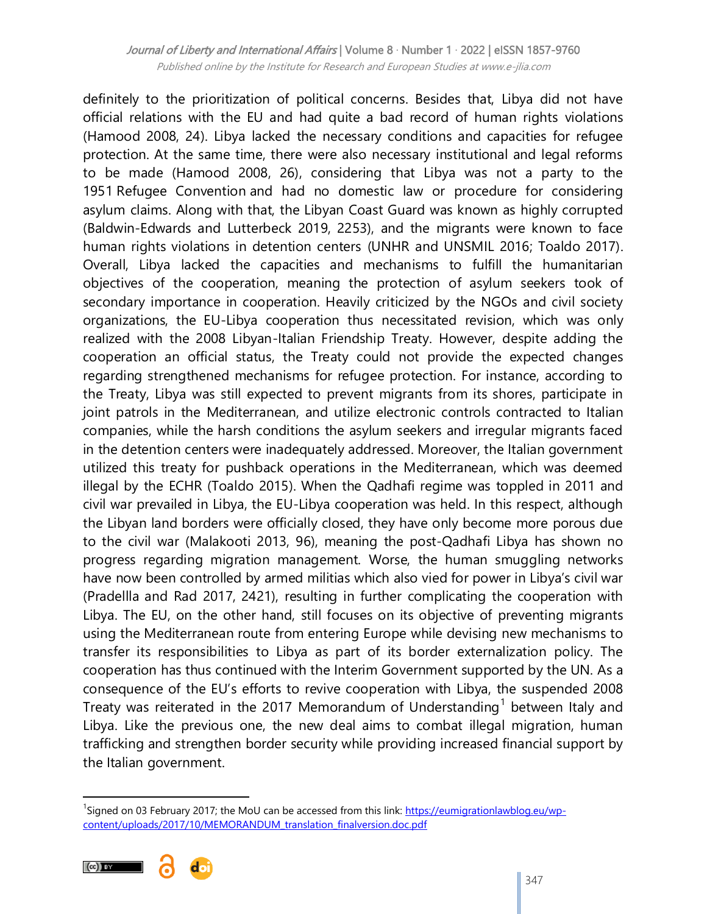definitely to the prioritization of political concerns. Besides that, Libya did not have official relations with the EU and had quite a bad record of human rights violations (Hamood 2008, 24). Libya lacked the necessary conditions and capacities for refugee protection. At the same time, there were also necessary institutional and legal reforms to be made (Hamood 2008, 26), considering that Libya was not a party to the 1951 Refugee Convention and had no domestic law or procedure for considering asylum claims. Along with that, the Libyan Coast Guard was known as highly corrupted (Baldwin-Edwards and Lutterbeck 2019, 2253), and the migrants were known to face human rights violations in detention centers (UNHR and UNSMIL 2016; Toaldo 2017). Overall, Libya lacked the capacities and mechanisms to fulfill the humanitarian objectives of the cooperation, meaning the protection of asylum seekers took of secondary importance in cooperation. Heavily criticized by the NGOs and civil society organizations, the EU-Libya cooperation thus necessitated revision, which was only realized with the 2008 Libyan-Italian Friendship Treaty. However, despite adding the cooperation an official status, the Treaty could not provide the expected changes regarding strengthened mechanisms for refugee protection. For instance, according to the Treaty, Libya was still expected to prevent migrants from its shores, participate in joint patrols in the Mediterranean, and utilize electronic controls contracted to Italian companies, while the harsh conditions the asylum seekers and irregular migrants faced in the detention centers were inadequately addressed. Moreover, the Italian government utilized this treaty for pushback operations in the Mediterranean, which was deemed illegal by the ECHR (Toaldo 2015). When the Qadhafi regime was toppled in 2011 and civil war prevailed in Libya, the EU-Libya cooperation was held. In this respect, although the Libyan land borders were officially closed, they have only become more porous due to the civil war (Malakooti 2013, 96), meaning the post-Qadhafi Libya has shown no progress regarding migration management. Worse, the human smuggling networks have now been controlled by armed militias which also vied for power in Libya's civil war (Pradellla and Rad 2017, 2421), resulting in further complicating the cooperation with Libya. The EU, on the other hand, still focuses on its objective of preventing migrants using the Mediterranean route from entering Europe while devising new mechanisms to transfer its responsibilities to Libya as part of its border externalization policy. The cooperation has thus continued with the Interim Government supported by the UN. As a consequence of the EU's efforts to revive cooperation with Libya, the suspended 2008 Treaty was reiterated in the 2017 Memorandum of Understanding[1] between Italy and Libya. Like the previous one, the new deal aims to combat illegal migration, human trafficking and strengthen border security while providing increased financial support by the Italian government.

---

[1] Signed on 03 February 2017; the MoU can be accessed from this link: https://eumigrationlawblog.eu/wp-content/uploads/2017/10/MEMORANDUM_translation_finalversion.doc.pdf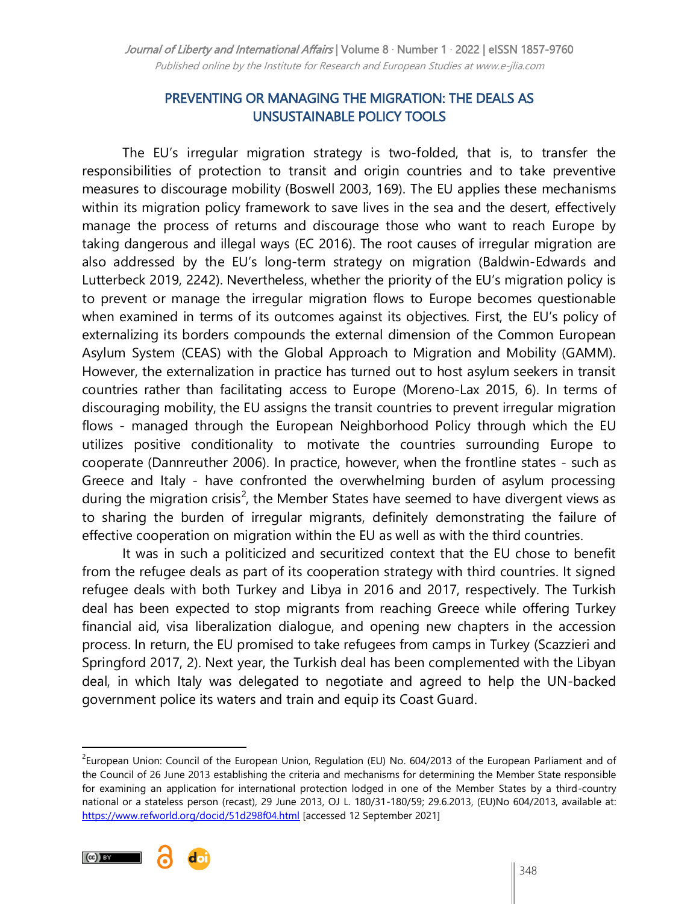## PREVENTING OR MANAGING THE MIGRATION: THE DEALS AS UNSUSTAINABLE POLICY TOOLS

The EU's irregular migration strategy is two-folded, that is, to transfer the responsibilities of protection to transit and origin countries and to take preventive measures to discourage mobility (Boswell 2003, 169). The EU applies these mechanisms within its migration policy framework to save lives in the sea and the desert, effectively manage the process of returns and discourage those who want to reach Europe by taking dangerous and illegal ways (EC 2016). The root causes of irregular migration are also addressed by the EU's long-term strategy on migration (Baldwin-Edwards and Lutterbeck 2019, 2242). Nevertheless, whether the priority of the EU's migration policy is to prevent or manage the irregular migration flows to Europe becomes questionable when examined in terms of its outcomes against its objectives. First, the EU's policy of externalizing its borders compounds the external dimension of the Common European Asylum System (CEAS) with the Global Approach to Migration and Mobility (GAMM). However, the externalization in practice has turned out to host asylum seekers in transit countries rather than facilitating access to Europe (Moreno-Lax 2015, 6). In terms of discouraging mobility, the EU assigns the transit countries to prevent irregular migration flows - managed through the European Neighborhood Policy through which the EU utilizes positive conditionality to motivate the countries surrounding Europe to cooperate (Dannreuther 2006). In practice, however, when the frontline states - such as Greece and Italy - have confronted the overwhelming burden of asylum processing during the migration crisis[2], the Member States have seemed to have divergent views as to sharing the burden of irregular migrants, definitely demonstrating the failure of effective cooperation on migration within the EU as well as with the third countries.

It was in such a politicized and securitized context that the EU chose to benefit from the refugee deals as part of its cooperation strategy with third countries. It signed refugee deals with both Turkey and Libya in 2016 and 2017, respectively. The Turkish deal has been expected to stop migrants from reaching Greece while offering Turkey financial aid, visa liberalization dialogue, and opening new chapters in the accession process. In return, the EU promised to take refugees from camps in Turkey (Scazzieri and Springford 2017, 2). Next year, the Turkish deal has been complemented with the Libyan deal, in which Italy was delegated to negotiate and agreed to help the UN-backed government police its waters and train and equip its Coast Guard.

---

[2] European Union: Council of the European Union, Regulation (EU) No. 604/2013 of the European Parliament and of the Council of 26 June 2013 establishing the criteria and mechanisms for determining the Member State responsible for examining an application for international protection lodged in one of the Member States by a third-country national or a stateless person (recast), 29 June 2013, OJ L. 180/31-180/59; 29.6.2013, (EU)No 604/2013, available at: https://www.refworld.org/docid/51d298f04.html [accessed 12 September 2021]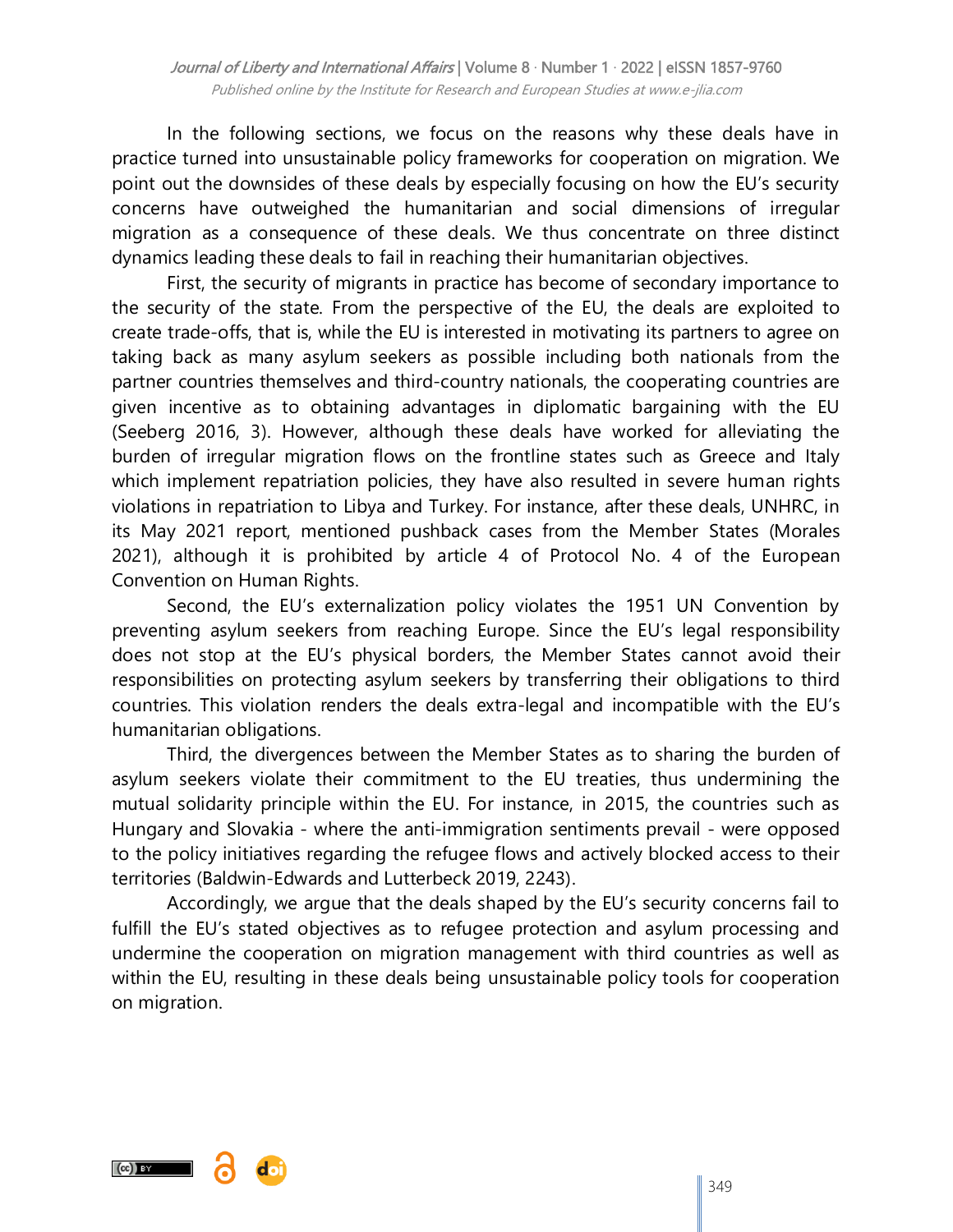In the following sections, we focus on the reasons why these deals have in practice turned into unsustainable policy frameworks for cooperation on migration. We point out the downsides of these deals by especially focusing on how the EU's security concerns have outweighed the humanitarian and social dimensions of irregular migration as a consequence of these deals. We thus concentrate on three distinct dynamics leading these deals to fail in reaching their humanitarian objectives.

First, the security of migrants in practice has become of secondary importance to the security of the state. From the perspective of the EU, the deals are exploited to create trade-offs, that is, while the EU is interested in motivating its partners to agree on taking back as many asylum seekers as possible including both nationals from the partner countries themselves and third-country nationals, the cooperating countries are given incentive as to obtaining advantages in diplomatic bargaining with the EU (Seeberg 2016, 3). However, although these deals have worked for alleviating the burden of irregular migration flows on the frontline states such as Greece and Italy which implement repatriation policies, they have also resulted in severe human rights violations in repatriation to Libya and Turkey. For instance, after these deals, UNHRC, in its May 2021 report, mentioned pushback cases from the Member States (Morales 2021), although it is prohibited by article 4 of Protocol No. 4 of the European Convention on Human Rights.

Second, the EU's externalization policy violates the 1951 UN Convention by preventing asylum seekers from reaching Europe. Since the EU's legal responsibility does not stop at the EU's physical borders, the Member States cannot avoid their responsibilities on protecting asylum seekers by transferring their obligations to third countries. This violation renders the deals extra-legal and incompatible with the EU's humanitarian obligations.

Third, the divergences between the Member States as to sharing the burden of asylum seekers violate their commitment to the EU treaties, thus undermining the mutual solidarity principle within the EU. For instance, in 2015, the countries such as Hungary and Slovakia - where the anti-immigration sentiments prevail - were opposed to the policy initiatives regarding the refugee flows and actively blocked access to their territories (Baldwin-Edwards and Lutterbeck 2019, 2243).

Accordingly, we argue that the deals shaped by the EU's security concerns fail to fulfill the EU's stated objectives as to refugee protection and asylum processing and undermine the cooperation on migration management with third countries as well as within the EU, resulting in these deals being unsustainable policy tools for cooperation on migration.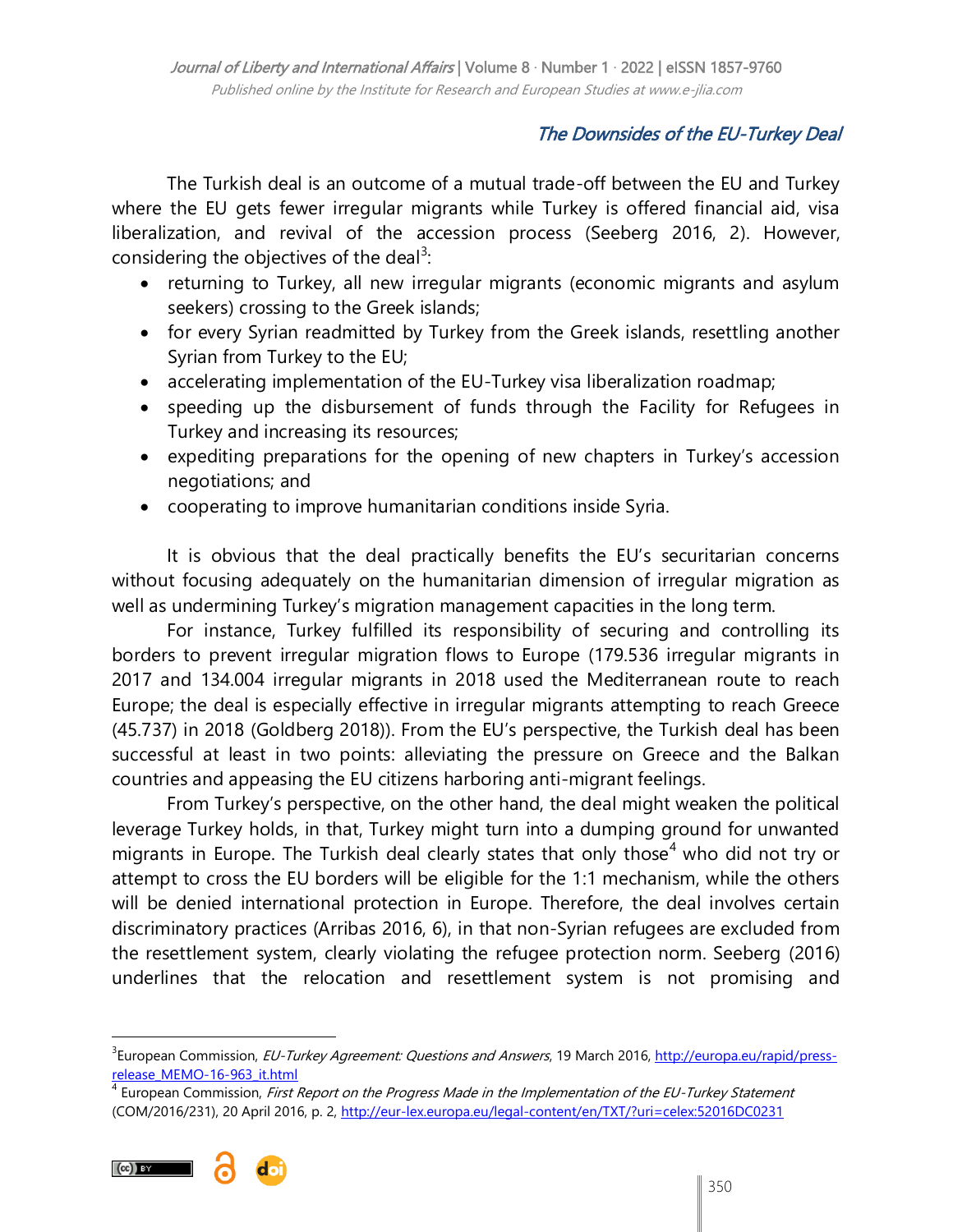## *The Downsides of the EU-Turkey Deal*

The Turkish deal is an outcome of a mutual trade-off between the EU and Turkey where the EU gets fewer irregular migrants while Turkey is offered financial aid, visa liberalization, and revival of the accession process (Seeberg 2016, 2). However, considering the objectives of the deal[3]:

- returning to Turkey, all new irregular migrants (economic migrants and asylum seekers) crossing to the Greek islands;
- for every Syrian readmitted by Turkey from the Greek islands, resettling another Syrian from Turkey to the EU;
- accelerating implementation of the EU-Turkey visa liberalization roadmap;
- speeding up the disbursement of funds through the Facility for Refugees in Turkey and increasing its resources;
- expediting preparations for the opening of new chapters in Turkey's accession negotiations; and
- cooperating to improve humanitarian conditions inside Syria.

It is obvious that the deal practically benefits the EU's securitarian concerns without focusing adequately on the humanitarian dimension of irregular migration as well as undermining Turkey's migration management capacities in the long term.

For instance, Turkey fulfilled its responsibility of securing and controlling its borders to prevent irregular migration flows to Europe (179.536 irregular migrants in 2017 and 134.004 irregular migrants in 2018 used the Mediterranean route to reach Europe; the deal is especially effective in irregular migrants attempting to reach Greece (45.737) in 2018 (Goldberg 2018)). From the EU's perspective, the Turkish deal has been successful at least in two points: alleviating the pressure on Greece and the Balkan countries and appeasing the EU citizens harboring anti-migrant feelings.

From Turkey's perspective, on the other hand, the deal might weaken the political leverage Turkey holds, in that, Turkey might turn into a dumping ground for unwanted migrants in Europe. The Turkish deal clearly states that only those[4] who did not try or attempt to cross the EU borders will be eligible for the 1:1 mechanism, while the others will be denied international protection in Europe. Therefore, the deal involves certain discriminatory practices (Arribas 2016, 6), in that non-Syrian refugees are excluded from the resettlement system, clearly violating the refugee protection norm. Seeberg (2016) underlines that the relocation and resettlement system is not promising and

---

[3] European Commission, *EU-Turkey Agreement: Questions and Answers*, 19 March 2016, http://europa.eu/rapid/press-release_MEMO-16-963_it.html

[4] European Commission, *First Report on the Progress Made in the Implementation of the EU-Turkey Statement* (COM/2016/231), 20 April 2016, p. 2, http://eur-lex.europa.eu/legal-content/en/TXT/?uri=celex:52016DC0231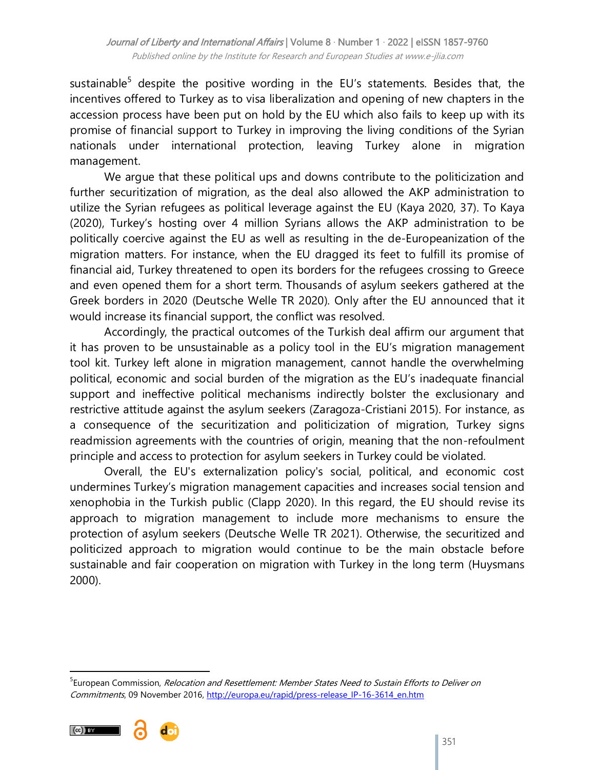sustainable[5] despite the positive wording in the EU's statements. Besides that, the incentives offered to Turkey as to visa liberalization and opening of new chapters in the accession process have been put on hold by the EU which also fails to keep up with its promise of financial support to Turkey in improving the living conditions of the Syrian nationals under international protection, leaving Turkey alone in migration management.

We argue that these political ups and downs contribute to the politicization and further securitization of migration, as the deal also allowed the AKP administration to utilize the Syrian refugees as political leverage against the EU (Kaya 2020, 37). To Kaya (2020), Turkey's hosting over 4 million Syrians allows the AKP administration to be politically coercive against the EU as well as resulting in the de-Europeanization of the migration matters. For instance, when the EU dragged its feet to fulfill its promise of financial aid, Turkey threatened to open its borders for the refugees crossing to Greece and even opened them for a short term. Thousands of asylum seekers gathered at the Greek borders in 2020 (Deutsche Welle TR 2020). Only after the EU announced that it would increase its financial support, the conflict was resolved.

Accordingly, the practical outcomes of the Turkish deal affirm our argument that it has proven to be unsustainable as a policy tool in the EU's migration management tool kit. Turkey left alone in migration management, cannot handle the overwhelming political, economic and social burden of the migration as the EU's inadequate financial support and ineffective political mechanisms indirectly bolster the exclusionary and restrictive attitude against the asylum seekers (Zaragoza-Cristiani 2015). For instance, as a consequence of the securitization and politicization of migration, Turkey signs readmission agreements with the countries of origin, meaning that the non-refoulment principle and access to protection for asylum seekers in Turkey could be violated.

Overall, the EU's externalization policy's social, political, and economic cost undermines Turkey's migration management capacities and increases social tension and xenophobia in the Turkish public (Clapp 2020). In this regard, the EU should revise its approach to migration management to include more mechanisms to ensure the protection of asylum seekers (Deutsche Welle TR 2021). Otherwise, the securitized and politicized approach to migration would continue to be the main obstacle before sustainable and fair cooperation on migration with Turkey in the long term (Huysmans 2000).

---

[5] European Commission, *Relocation and Resettlement: Member States Need to Sustain Efforts to Deliver on Commitments*, 09 November 2016, http://europa.eu/rapid/press-release_IP-16-3614_en.htm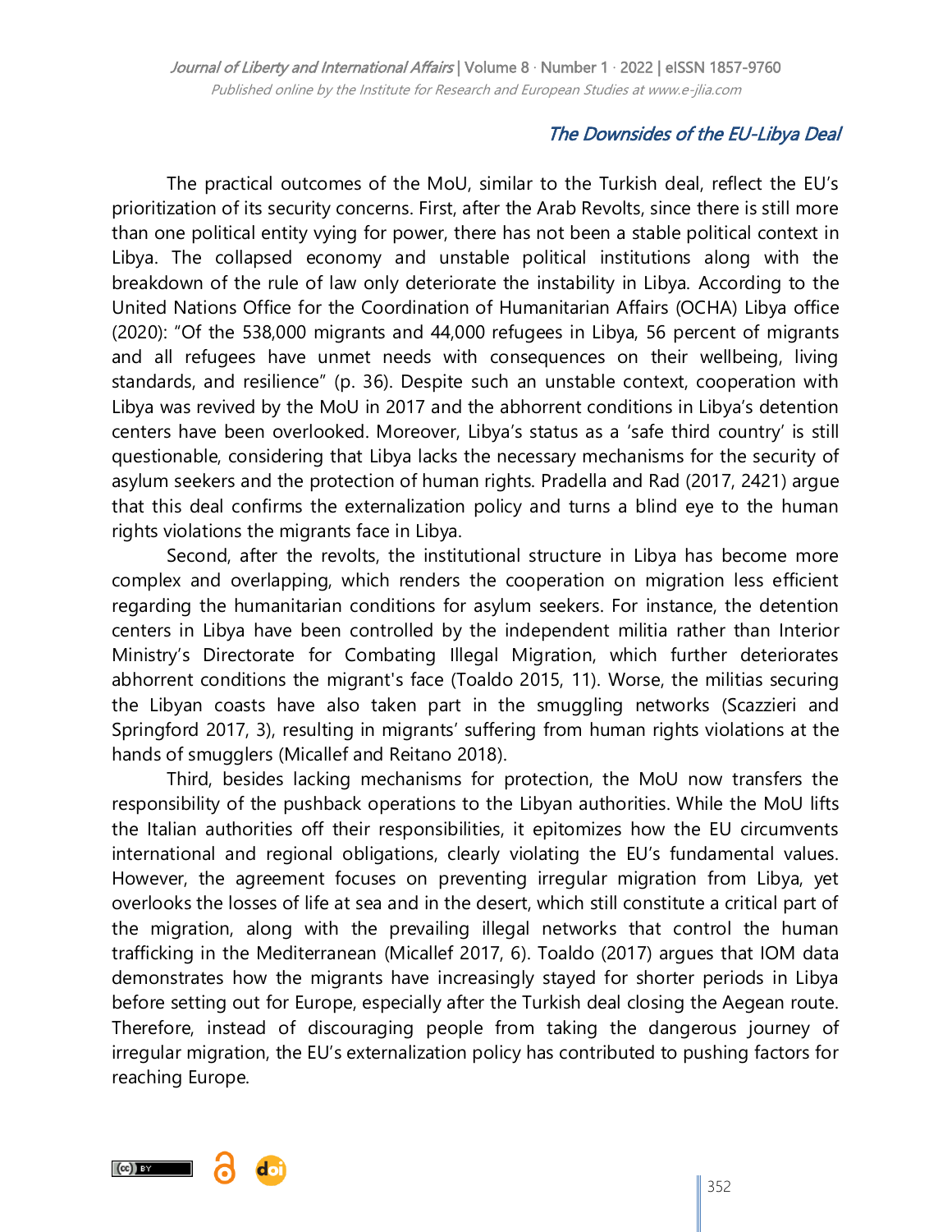## The Downsides of the EU-Libya Deal

The practical outcomes of the MoU, similar to the Turkish deal, reflect the EU's prioritization of its security concerns. First, after the Arab Revolts, since there is still more than one political entity vying for power, there has not been a stable political context in Libya. The collapsed economy and unstable political institutions along with the breakdown of the rule of law only deteriorate the instability in Libya. According to the United Nations Office for the Coordination of Humanitarian Affairs (OCHA) Libya office (2020): "Of the 538,000 migrants and 44,000 refugees in Libya, 56 percent of migrants and all refugees have unmet needs with consequences on their wellbeing, living standards, and resilience" (p. 36). Despite such an unstable context, cooperation with Libya was revived by the MoU in 2017 and the abhorrent conditions in Libya's detention centers have been overlooked. Moreover, Libya's status as a 'safe third country' is still questionable, considering that Libya lacks the necessary mechanisms for the security of asylum seekers and the protection of human rights. Pradella and Rad (2017, 2421) argue that this deal confirms the externalization policy and turns a blind eye to the human rights violations the migrants face in Libya.

Second, after the revolts, the institutional structure in Libya has become more complex and overlapping, which renders the cooperation on migration less efficient regarding the humanitarian conditions for asylum seekers. For instance, the detention centers in Libya have been controlled by the independent militia rather than Interior Ministry's Directorate for Combating Illegal Migration, which further deteriorates abhorrent conditions the migrant's face (Toaldo 2015, 11). Worse, the militias securing the Libyan coasts have also taken part in the smuggling networks (Scazzieri and Springford 2017, 3), resulting in migrants' suffering from human rights violations at the hands of smugglers (Micallef and Reitano 2018).

Third, besides lacking mechanisms for protection, the MoU now transfers the responsibility of the pushback operations to the Libyan authorities. While the MoU lifts the Italian authorities off their responsibilities, it epitomizes how the EU circumvents international and regional obligations, clearly violating the EU's fundamental values. However, the agreement focuses on preventing irregular migration from Libya, yet overlooks the losses of life at sea and in the desert, which still constitute a critical part of the migration, along with the prevailing illegal networks that control the human trafficking in the Mediterranean (Micallef 2017, 6). Toaldo (2017) argues that IOM data demonstrates how the migrants have increasingly stayed for shorter periods in Libya before setting out for Europe, especially after the Turkish deal closing the Aegean route. Therefore, instead of discouraging people from taking the dangerous journey of irregular migration, the EU's externalization policy has contributed to pushing factors for reaching Europe.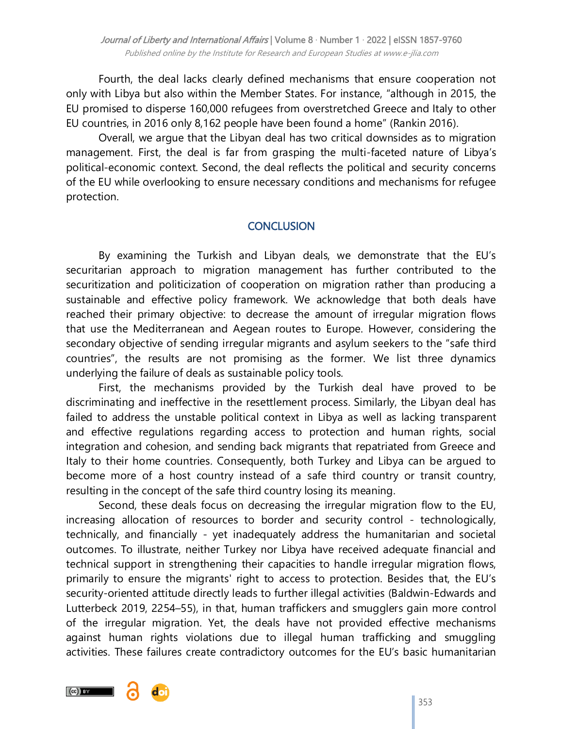Fourth, the deal lacks clearly defined mechanisms that ensure cooperation not only with Libya but also within the Member States. For instance, "although in 2015, the EU promised to disperse 160,000 refugees from overstretched Greece and Italy to other EU countries, in 2016 only 8,162 people have been found a home" (Rankin 2016).

Overall, we argue that the Libyan deal has two critical downsides as to migration management. First, the deal is far from grasping the multi-faceted nature of Libya's political-economic context. Second, the deal reflects the political and security concerns of the EU while overlooking to ensure necessary conditions and mechanisms for refugee protection.

## CONCLUSION

By examining the Turkish and Libyan deals, we demonstrate that the EU's securitarian approach to migration management has further contributed to the securitization and politicization of cooperation on migration rather than producing a sustainable and effective policy framework. We acknowledge that both deals have reached their primary objective: to decrease the amount of irregular migration flows that use the Mediterranean and Aegean routes to Europe. However, considering the secondary objective of sending irregular migrants and asylum seekers to the "safe third countries", the results are not promising as the former. We list three dynamics underlying the failure of deals as sustainable policy tools.

First, the mechanisms provided by the Turkish deal have proved to be discriminating and ineffective in the resettlement process. Similarly, the Libyan deal has failed to address the unstable political context in Libya as well as lacking transparent and effective regulations regarding access to protection and human rights, social integration and cohesion, and sending back migrants that repatriated from Greece and Italy to their home countries. Consequently, both Turkey and Libya can be argued to become more of a host country instead of a safe third country or transit country, resulting in the concept of the safe third country losing its meaning.

Second, these deals focus on decreasing the irregular migration flow to the EU, increasing allocation of resources to border and security control - technologically, technically, and financially - yet inadequately address the humanitarian and societal outcomes. To illustrate, neither Turkey nor Libya have received adequate financial and technical support in strengthening their capacities to handle irregular migration flows, primarily to ensure the migrants' right to access to protection. Besides that, the EU's security-oriented attitude directly leads to further illegal activities (Baldwin-Edwards and Lutterbeck 2019, 2254–55), in that, human traffickers and smugglers gain more control of the irregular migration. Yet, the deals have not provided effective mechanisms against human rights violations due to illegal human trafficking and smuggling activities. These failures create contradictory outcomes for the EU's basic humanitarian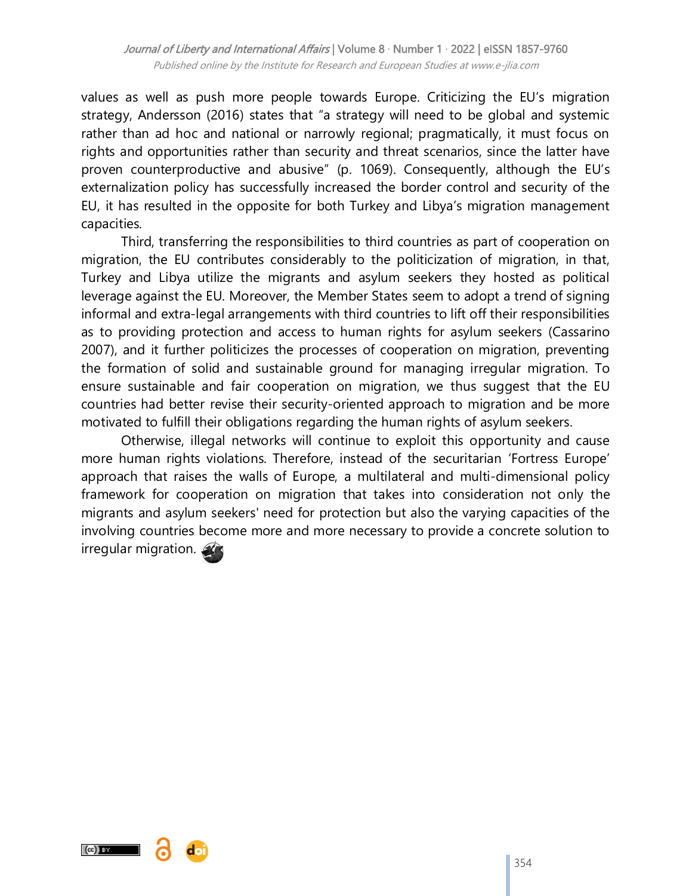values as well as push more people towards Europe. Criticizing the EU's migration strategy, Andersson (2016) states that "a strategy will need to be global and systemic rather than ad hoc and national or narrowly regional; pragmatically, it must focus on rights and opportunities rather than security and threat scenarios, since the latter have proven counterproductive and abusive" (p. 1069). Consequently, although the EU's externalization policy has successfully increased the border control and security of the EU, it has resulted in the opposite for both Turkey and Libya's migration management capacities.

Third, transferring the responsibilities to third countries as part of cooperation on migration, the EU contributes considerably to the politicization of migration, in that, Turkey and Libya utilize the migrants and asylum seekers they hosted as political leverage against the EU. Moreover, the Member States seem to adopt a trend of signing informal and extra-legal arrangements with third countries to lift off their responsibilities as to providing protection and access to human rights for asylum seekers (Cassarino 2007), and it further politicizes the processes of cooperation on migration, preventing the formation of solid and sustainable ground for managing irregular migration. To ensure sustainable and fair cooperation on migration, we thus suggest that the EU countries had better revise their security-oriented approach to migration and be more motivated to fulfill their obligations regarding the human rights of asylum seekers.

Otherwise, illegal networks will continue to exploit this opportunity and cause more human rights violations. Therefore, instead of the securitarian 'Fortress Europe' approach that raises the walls of Europe, a multilateral and multi-dimensional policy framework for cooperation on migration that takes into consideration not only the migrants and asylum seekers' need for protection but also the varying capacities of the involving countries become more and more necessary to provide a concrete solution to irregular migration.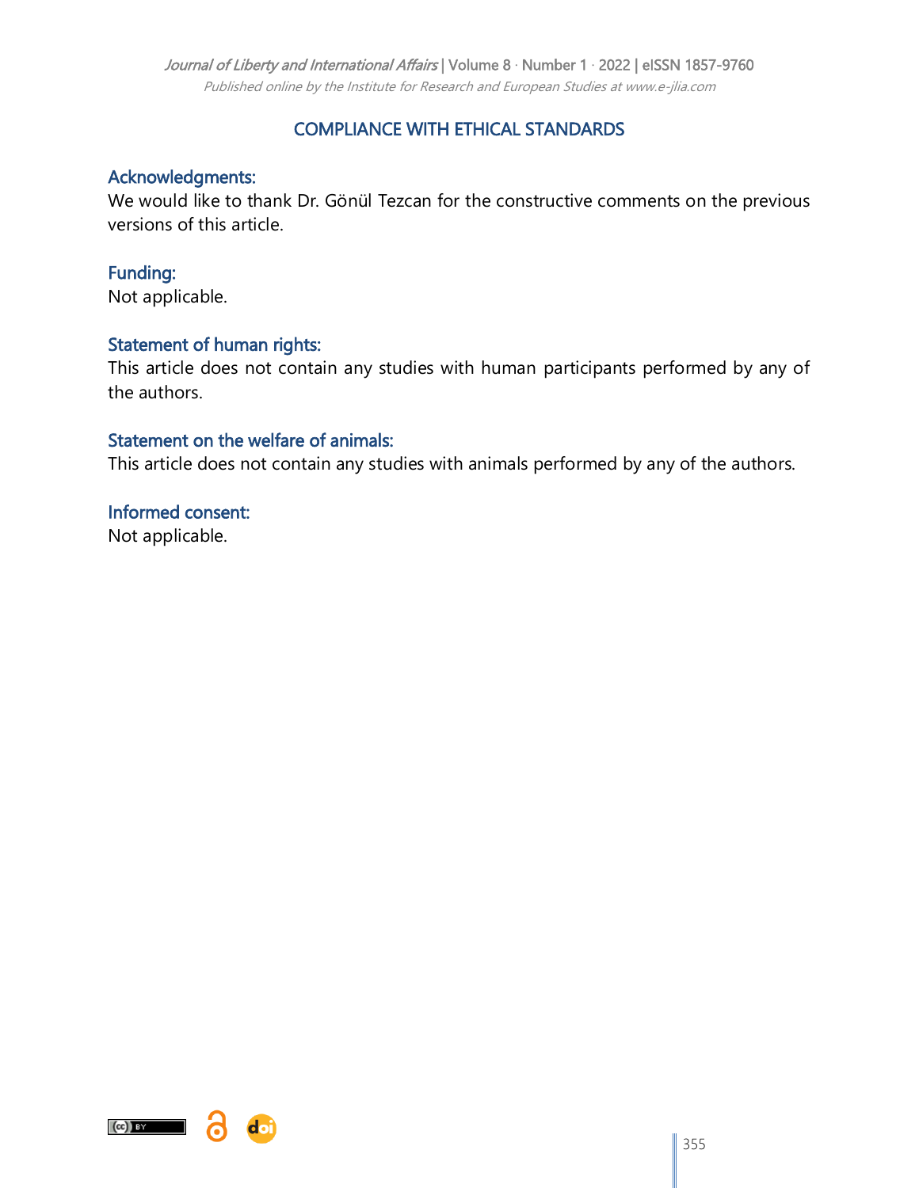## COMPLIANCE WITH ETHICAL STANDARDS

### Acknowledgments:

We would like to thank Dr. Gönül Tezcan for the constructive comments on the previous versions of this article.

### Funding:

Not applicable.

### Statement of human rights:

This article does not contain any studies with human participants performed by any of the authors.

### Statement on the welfare of animals:

This article does not contain any studies with animals performed by any of the authors.

### Informed consent:

Not applicable.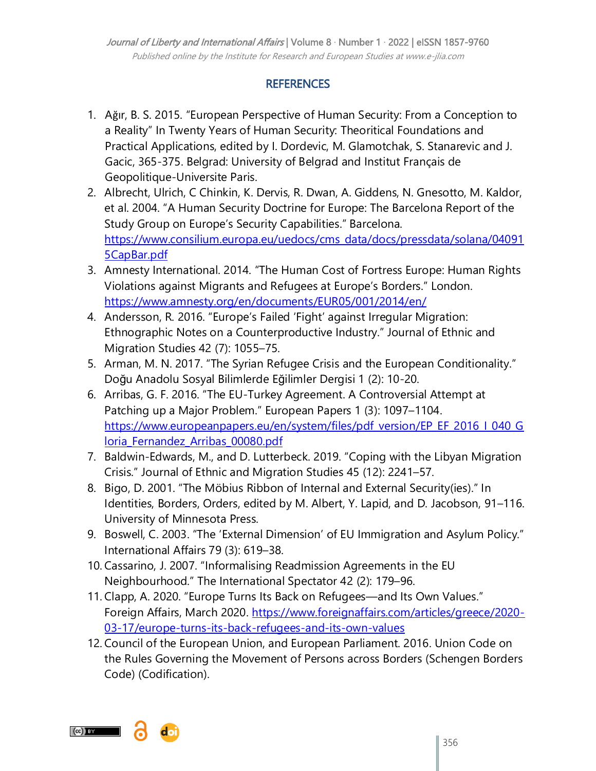## REFERENCES

1. Ağır, B. S. 2015. "European Perspective of Human Security: From a Conception to a Reality" In Twenty Years of Human Security: Theoritical Foundations and Practical Applications, edited by I. Dordevic, M. Glamotchak, S. Stanarevic and J. Gacic, 365-375. Belgrad: University of Belgrad and Institut Français de Geopolitique-Universite Paris.
2. Albrecht, Ulrich, C Chinkin, K. Dervis, R. Dwan, A. Giddens, N. Gnesotto, M. Kaldor, et al. 2004. "A Human Security Doctrine for Europe: The Barcelona Report of the Study Group on Europe's Security Capabilities." Barcelona. https://www.consilium.europa.eu/uedocs/cms_data/docs/pressdata/solana/040915CapBar.pdf
3. Amnesty International. 2014. "The Human Cost of Fortress Europe: Human Rights Violations against Migrants and Refugees at Europe's Borders." London. https://www.amnesty.org/en/documents/EUR05/001/2014/en/
4. Andersson, R. 2016. "Europe's Failed 'Fight' against Irregular Migration: Ethnographic Notes on a Counterproductive Industry." Journal of Ethnic and Migration Studies 42 (7): 1055–75.
5. Arman, M. N. 2017. "The Syrian Refugee Crisis and the European Conditionality." Doğu Anadolu Sosyal Bilimlerde Eğilimler Dergisi 1 (2): 10-20.
6. Arribas, G. F. 2016. "The EU-Turkey Agreement. A Controversial Attempt at Patching up a Major Problem." European Papers 1 (3): 1097–1104. https://www.europeanpapers.eu/en/system/files/pdf_version/EP_EF_2016_I_040_Gloria_Fernandez_Arribas_00080.pdf
7. Baldwin-Edwards, M., and D. Lutterbeck. 2019. "Coping with the Libyan Migration Crisis." Journal of Ethnic and Migration Studies 45 (12): 2241–57.
8. Bigo, D. 2001. "The Möbius Ribbon of Internal and External Security(ies)." In Identities, Borders, Orders, edited by M. Albert, Y. Lapid, and D. Jacobson, 91–116. University of Minnesota Press.
9. Boswell, C. 2003. "The 'External Dimension' of EU Immigration and Asylum Policy." International Affairs 79 (3): 619–38.
10. Cassarino, J. 2007. "Informalising Readmission Agreements in the EU Neighbourhood." The International Spectator 42 (2): 179–96.
11. Clapp, A. 2020. "Europe Turns Its Back on Refugees—and Its Own Values." Foreign Affairs, March 2020. https://www.foreignaffairs.com/articles/greece/2020-03-17/europe-turns-its-back-refugees-and-its-own-values
12. Council of the European Union, and European Parliament. 2016. Union Code on the Rules Governing the Movement of Persons across Borders (Schengen Borders Code) (Codification).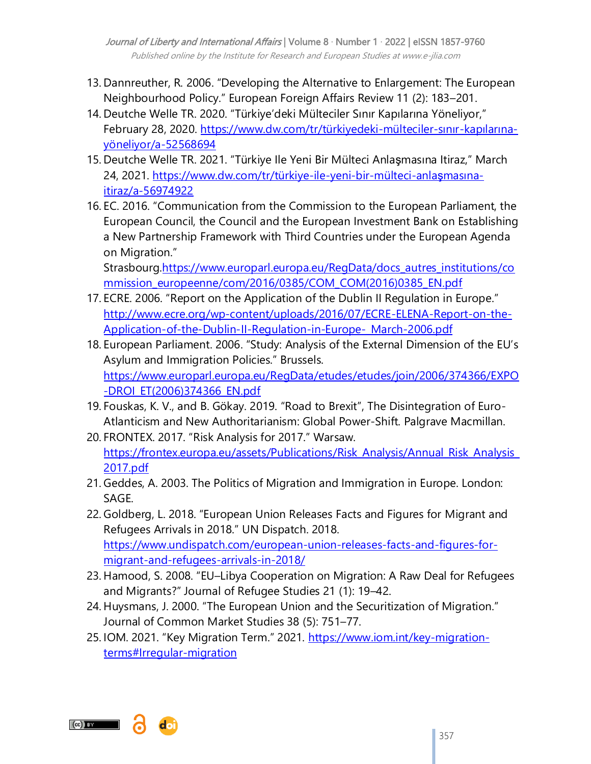13. Dannreuther, R. 2006. “Developing the Alternative to Enlargement: The European Neighbourhood Policy.” European Foreign Affairs Review 11 (2): 183–201.
14. Deutche Welle TR. 2020. “Türkiye’deki Mülteciler Sınır Kapılarına Yöneliyor,” February 28, 2020. https://www.dw.com/tr/türkiyedeki-mülteciler-sınır-kapılarına-yöneliyor/a-52568694
15. Deutche Welle TR. 2021. “Türkiye Ile Yeni Bir Mülteci Anlaşmasına Itiraz,” March 24, 2021. https://www.dw.com/tr/türkiye-ile-yeni-bir-mülteci-anlaşmasına-itiraz/a-56974922
16. EC. 2016. “Communication from the Commission to the European Parliament, the European Council, the Council and the European Investment Bank on Establishing a New Partnership Framework with Third Countries under the European Agenda on Migration.” Strasbourg.https://www.europarl.europa.eu/RegData/docs_autres_institutions/commission_europeenne/com/2016/0385/COM_COM(2016)0385_EN.pdf
17. ECRE. 2006. “Report on the Application of the Dublin II Regulation in Europe.” http://www.ecre.org/wp-content/uploads/2016/07/ECRE-ELENA-Report-on-the-Application-of-the-Dublin-II-Regulation-in-Europe-_March-2006.pdf
18. European Parliament. 2006. “Study: Analysis of the External Dimension of the EU’s Asylum and Immigration Policies.” Brussels. https://www.europarl.europa.eu/RegData/etudes/etudes/join/2006/374366/EXPO-DROI_ET(2006)374366_EN.pdf
19. Fouskas, K. V., and B. Gökay. 2019. “Road to Brexit”, The Disintegration of Euro-Atlanticism and New Authoritarianism: Global Power-Shift. Palgrave Macmillan.
20. FRONTEX. 2017. “Risk Analysis for 2017.” Warsaw. https://frontex.europa.eu/assets/Publications/Risk_Analysis/Annual_Risk_Analysis_2017.pdf
21. Geddes, A. 2003. The Politics of Migration and Immigration in Europe. London: SAGE.
22. Goldberg, L. 2018. “European Union Releases Facts and Figures for Migrant and Refugees Arrivals in 2018.” UN Dispatch. 2018. https://www.undispatch.com/european-union-releases-facts-and-figures-for-migrant-and-refugees-arrivals-in-2018/
23. Hamood, S. 2008. “EU–Libya Cooperation on Migration: A Raw Deal for Refugees and Migrants?” Journal of Refugee Studies 21 (1): 19–42.
24. Huysmans, J. 2000. “The European Union and the Securitization of Migration.” Journal of Common Market Studies 38 (5): 751–77.
25. IOM. 2021. “Key Migration Term.” 2021. https://www.iom.int/key-migration-terms#Irregular-migration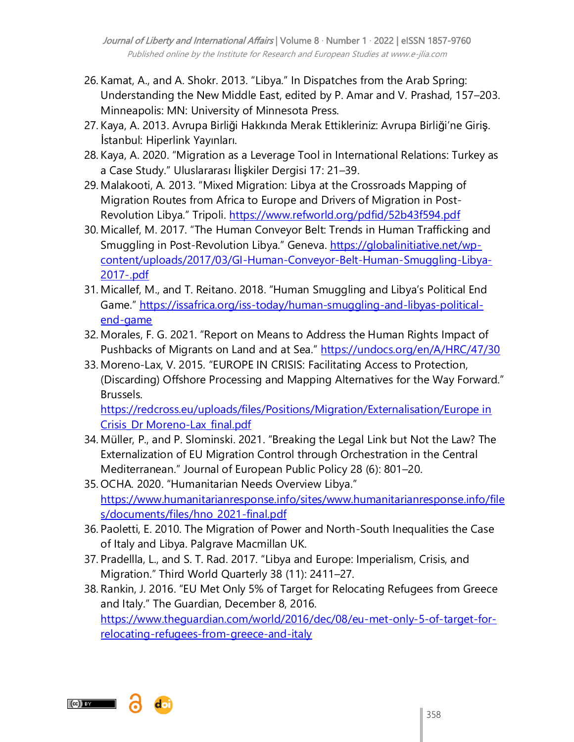26. Kamat, A., and A. Shokr. 2013. “Libya.” In Dispatches from the Arab Spring: Understanding the New Middle East, edited by P. Amar and V. Prashad, 157–203. Minneapolis: MN: University of Minnesota Press.
27. Kaya, A. 2013. Avrupa Birliği Hakkında Merak Ettikleriniz: Avrupa Birliği’ne Giriş. İstanbul: Hiperlink Yayınları.
28. Kaya, A. 2020. “Migration as a Leverage Tool in International Relations: Turkey as a Case Study.” Uluslararası İlişkiler Dergisi 17: 21–39.
29. Malakooti, A. 2013. “Mixed Migration: Libya at the Crossroads Mapping of Migration Routes from Africa to Europe and Drivers of Migration in Post-Revolution Libya.” Tripoli. https://www.refworld.org/pdfid/52b43f594.pdf
30. Micallef, M. 2017. “The Human Conveyor Belt: Trends in Human Trafficking and Smuggling in Post-Revolution Libya.” Geneva. https://globalinitiative.net/wp-content/uploads/2017/03/GI-Human-Conveyor-Belt-Human-Smuggling-Libya-2017-.pdf
31. Micallef, M., and T. Reitano. 2018. “Human Smuggling and Libya’s Political End Game.” https://issafrica.org/iss-today/human-smuggling-and-libyas-political-end-game
32. Morales, F. G. 2021. “Report on Means to Address the Human Rights Impact of Pushbacks of Migrants on Land and at Sea.” https://undocs.org/en/A/HRC/47/30
33. Moreno-Lax, V. 2015. “EUROPE IN CRISIS: Facilitating Access to Protection, (Discarding) Offshore Processing and Mapping Alternatives for the Way Forward.” Brussels. https://redcross.eu/uploads/files/Positions/Migration/Externalisation/Europe in Crisis Dr Moreno-Lax final.pdf
34. Müller, P., and P. Slominski. 2021. “Breaking the Legal Link but Not the Law? The Externalization of EU Migration Control through Orchestration in the Central Mediterranean.” Journal of European Public Policy 28 (6): 801–20.
35. OCHA. 2020. “Humanitarian Needs Overview Libya.” https://www.humanitarianresponse.info/sites/www.humanitarianresponse.info/files/documents/files/hno_2021-final.pdf
36. Paoletti, E. 2010. The Migration of Power and North-South Inequalities the Case of Italy and Libya. Palgrave Macmillan UK.
37. Pradellla, L., and S. T. Rad. 2017. “Libya and Europe: Imperialism, Crisis, and Migration.” Third World Quarterly 38 (11): 2411–27.
38. Rankin, J. 2016. “EU Met Only 5% of Target for Relocating Refugees from Greece and Italy.” The Guardian, December 8, 2016. https://www.theguardian.com/world/2016/dec/08/eu-met-only-5-of-target-for-relocating-refugees-from-greece-and-italy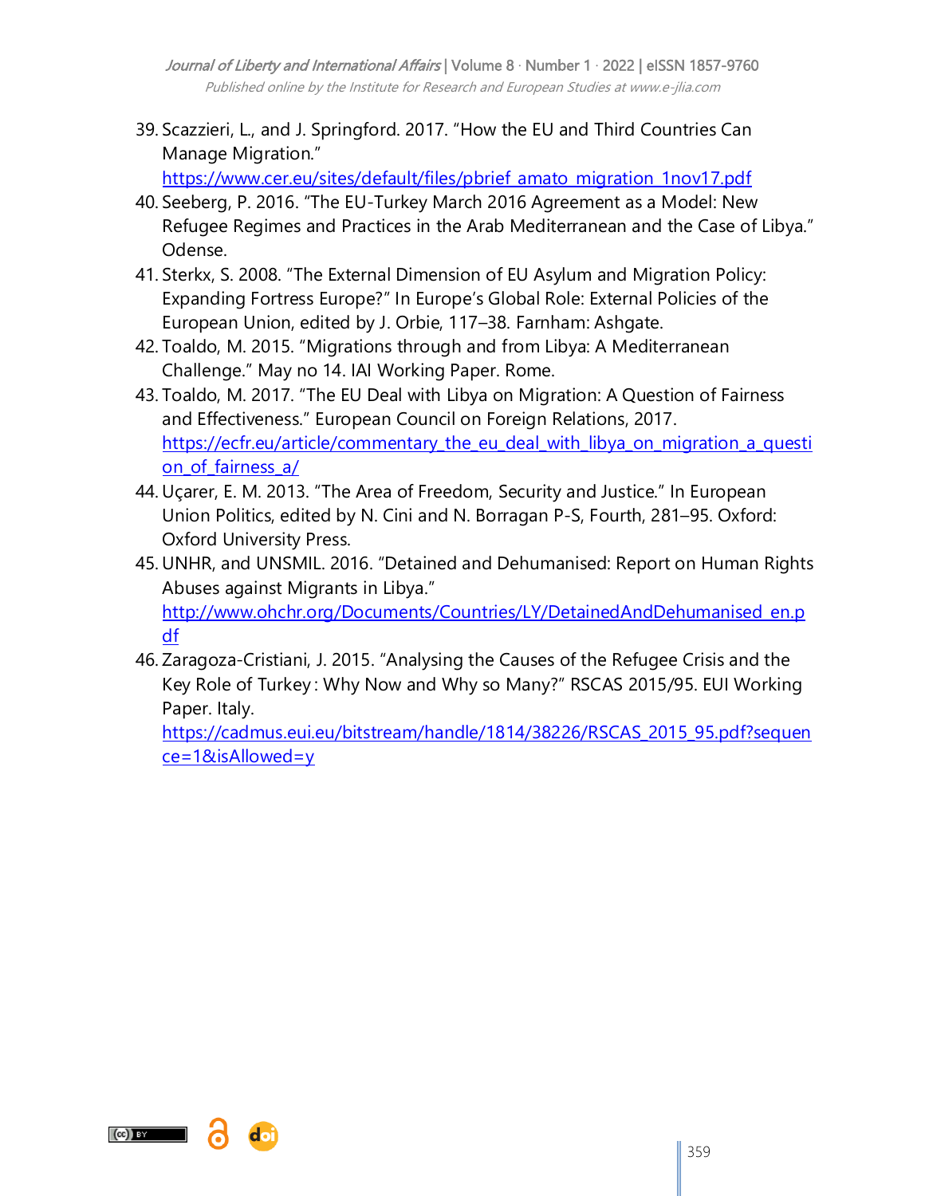39. Scazzieri, L., and J. Springford. 2017. "How the EU and Third Countries Can Manage Migration." https://www.cer.eu/sites/default/files/pbrief_amato_migration_1nov17.pdf
40. Seeberg, P. 2016. "The EU-Turkey March 2016 Agreement as a Model: New Refugee Regimes and Practices in the Arab Mediterranean and the Case of Libya." Odense.
41. Sterkx, S. 2008. "The External Dimension of EU Asylum and Migration Policy: Expanding Fortress Europe?" In Europe's Global Role: External Policies of the European Union, edited by J. Orbie, 117–38. Farnham: Ashgate.
42. Toaldo, M. 2015. "Migrations through and from Libya: A Mediterranean Challenge." May no 14. IAI Working Paper. Rome.
43. Toaldo, M. 2017. "The EU Deal with Libya on Migration: A Question of Fairness and Effectiveness." European Council on Foreign Relations, 2017. https://ecfr.eu/article/commentary_the_eu_deal_with_libya_on_migration_a_question_of_fairness_a/
44. Uçarer, E. M. 2013. "The Area of Freedom, Security and Justice." In European Union Politics, edited by N. Cini and N. Borragan P-S, Fourth, 281–95. Oxford: Oxford University Press.
45. UNHR, and UNSMIL. 2016. "Detained and Dehumanised: Report on Human Rights Abuses against Migrants in Libya." http://www.ohchr.org/Documents/Countries/LY/DetainedAndDehumanised_en.pdf
46. Zaragoza-Cristiani, J. 2015. "Analysing the Causes of the Refugee Crisis and the Key Role of Turkey : Why Now and Why so Many?" RSCAS 2015/95. EUI Working Paper. Italy. https://cadmus.eui.eu/bitstream/handle/1814/38226/RSCAS_2015_95.pdf?sequence=1&isAllowed=y